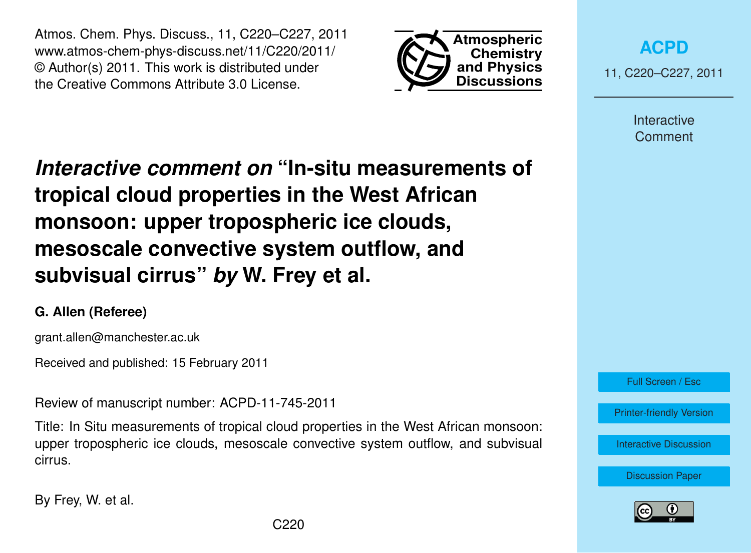# *Interactive comment on* "In-situ measurements of tropical cloud properties in the West African monsoon: upper tropospheric ice clouds, mesoscale convective system outflow, and subvisual cirrus" *by* W. Frey et al.

**G. Allen (Referee)**

grant.allen@manchester.ac.uk

Received and published: 15 February 2011

Review of manuscript number: ACPD-11-745-2011

Title: In Situ measurements of tropical cloud properties in the West African monsoon: upper tropospheric ice clouds, mesoscale convective system outflow, and subvisual cirrus.

By Frey, W. et al.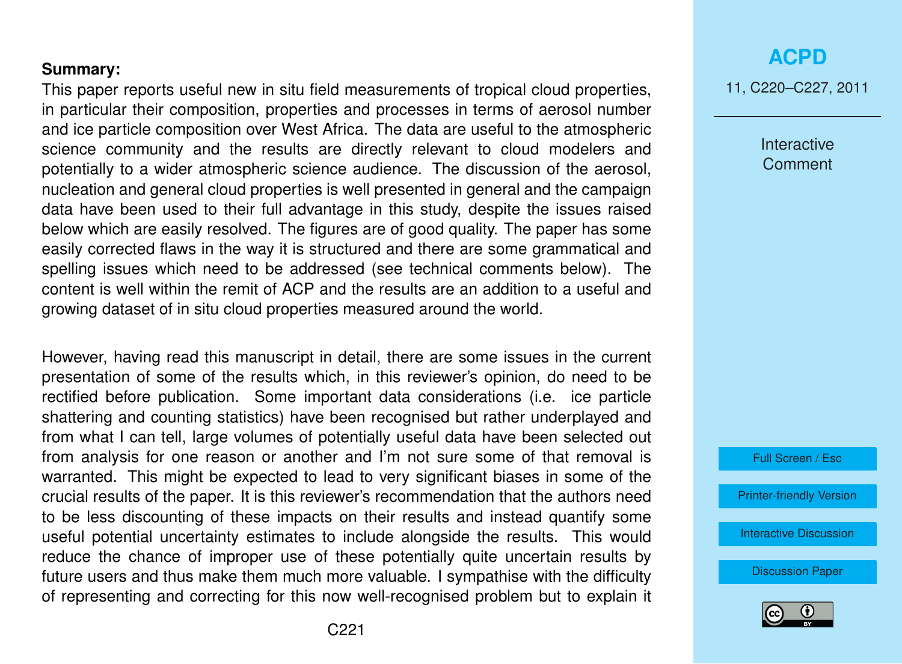**Summary:**

This paper reports useful new in situ field measurements of tropical cloud properties, in particular their composition, properties and processes in terms of aerosol number and ice particle composition over West Africa. The data are useful to the atmospheric science community and the results are directly relevant to cloud modelers and potentially to a wider atmospheric science audience. The discussion of the aerosol, nucleation and general cloud properties is well presented in general and the campaign data have been used to their full advantage in this study, despite the issues raised below which are easily resolved. The figures are of good quality. The paper has some easily corrected flaws in the way it is structured and there are some grammatical and spelling issues which need to be addressed (see technical comments below). The content is well within the remit of ACP and the results are an addition to a useful and growing dataset of in situ cloud properties measured around the world.

However, having read this manuscript in detail, there are some issues in the current presentation of some of the results which, in this reviewer's opinion, do need to be rectified before publication. Some important data considerations (i.e. ice particle shattering and counting statistics) have been recognised but rather underplayed and from what I can tell, large volumes of potentially useful data have been selected out from analysis for one reason or another and I'm not sure some of that removal is warranted. This might be expected to lead to very significant biases in some of the crucial results of the paper. It is this reviewer's recommendation that the authors need to be less discounting of these impacts on their results and instead quantify some useful potential uncertainty estimates to include alongside the results. This would reduce the chance of improper use of these potentially quite uncertain results by future users and thus make them much more valuable. I sympathise with the difficulty of representing and correcting for this now well-recognised problem but to explain it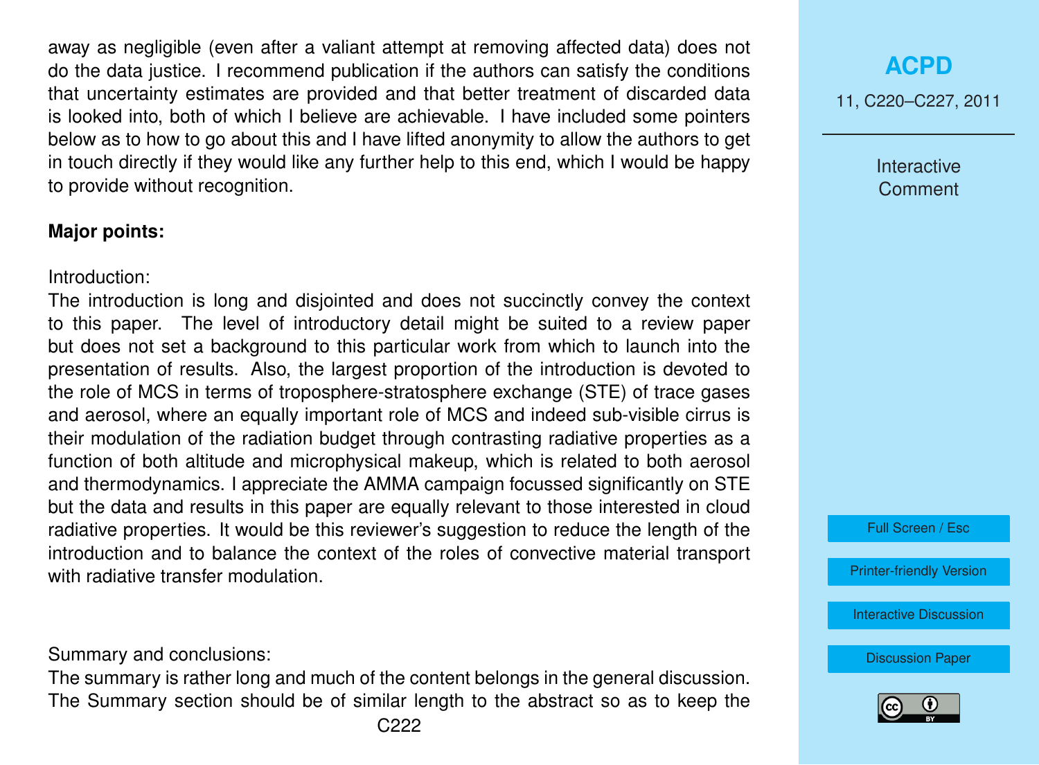away as negligible (even after a valiant attempt at removing affected data) does not do the data justice. I recommend publication if the authors can satisfy the conditions that uncertainty estimates are provided and that better treatment of discarded data is looked into, both of which I believe are achievable. I have included some pointers below as to how to go about this and I have lifted anonymity to allow the authors to get in touch directly if they would like any further help to this end, which I would be happy to provide without recognition.

**Major points:**

Introduction:

The introduction is long and disjointed and does not succinctly convey the context to this paper. The level of introductory detail might be suited to a review paper but does not set a background to this particular work from which to launch into the presentation of results. Also, the largest proportion of the introduction is devoted to the role of MCS in terms of troposphere-stratosphere exchange (STE) of trace gases and aerosol, where an equally important role of MCS and indeed sub-visible cirrus is their modulation of the radiation budget through contrasting radiative properties as a function of both altitude and microphysical makeup, which is related to both aerosol and thermodynamics. I appreciate the AMMA campaign focussed significantly on STE but the data and results in this paper are equally relevant to those interested in cloud radiative properties. It would be this reviewer's suggestion to reduce the length of the introduction and to balance the context of the roles of convective material transport with radiative transfer modulation.

Summary and conclusions:

The summary is rather long and much of the content belongs in the general discussion. The Summary section should be of similar length to the abstract so as to keep the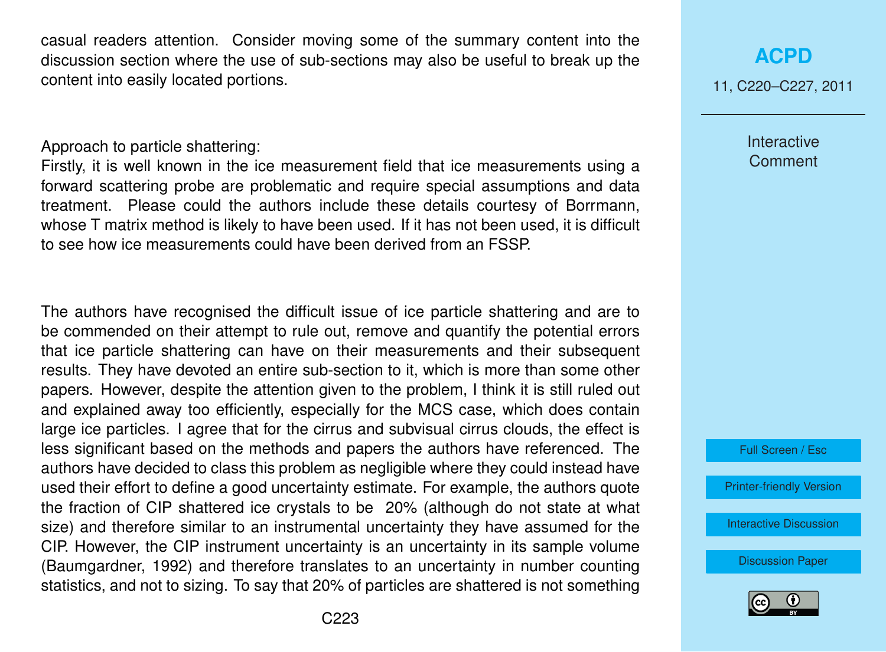casual readers attention. Consider moving some of the summary content into the discussion section where the use of sub-sections may also be useful to break up the content into easily located portions.

Approach to particle shattering:
Firstly, it is well known in the ice measurement field that ice measurements using a forward scattering probe are problematic and require special assumptions and data treatment. Please could the authors include these details courtesy of Borrmann, whose T matrix method is likely to have been used. If it has not been used, it is difficult to see how ice measurements could have been derived from an FSSP.

The authors have recognised the difficult issue of ice particle shattering and are to be commended on their attempt to rule out, remove and quantify the potential errors that ice particle shattering can have on their measurements and their subsequent results. They have devoted an entire sub-section to it, which is more than some other papers. However, despite the attention given to the problem, I think it is still ruled out and explained away too efficiently, especially for the MCS case, which does contain large ice particles. I agree that for the cirrus and subvisual cirrus clouds, the effect is less significant based on the methods and papers the authors have referenced. The authors have decided to class this problem as negligible where they could instead have used their effort to define a good uncertainty estimate. For example, the authors quote the fraction of CIP shattered ice crystals to be 20% (although do not state at what size) and therefore similar to an instrumental uncertainty they have assumed for the CIP. However, the CIP instrument uncertainty is an uncertainty in its sample volume (Baumgardner, 1992) and therefore translates to an uncertainty in number counting statistics, and not to sizing. To say that 20% of particles are shattered is not something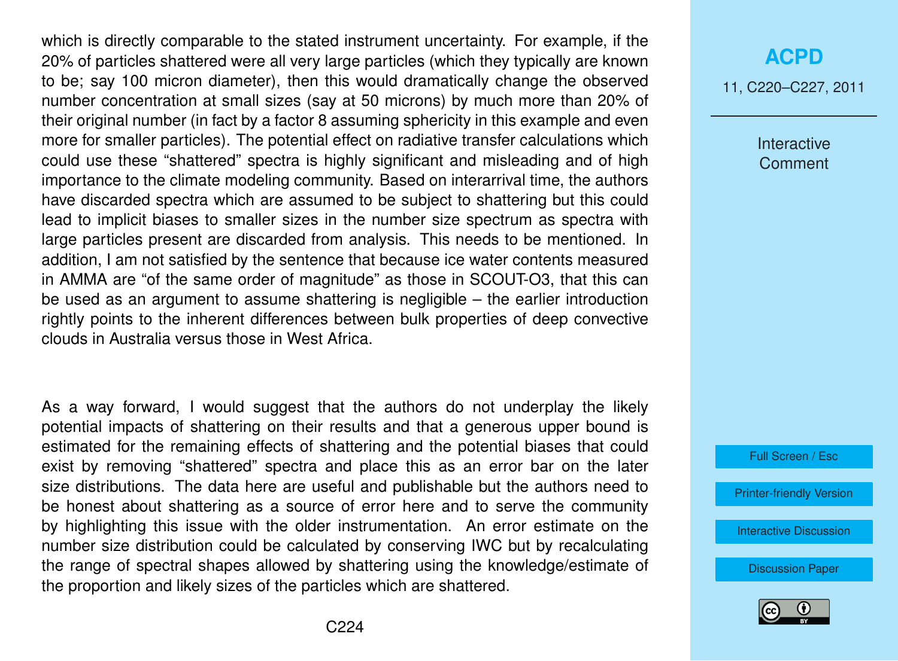which is directly comparable to the stated instrument uncertainty. For example, if the 20% of particles shattered were all very large particles (which they typically are known to be; say 100 micron diameter), then this would dramatically change the observed number concentration at small sizes (say at 50 microns) by much more than 20% of their original number (in fact by a factor 8 assuming sphericity in this example and even more for smaller particles). The potential effect on radiative transfer calculations which could use these "shattered" spectra is highly significant and misleading and of high importance to the climate modeling community. Based on interarrival time, the authors have discarded spectra which are assumed to be subject to shattering but this could lead to implicit biases to smaller sizes in the number size spectrum as spectra with large particles present are discarded from analysis. This needs to be mentioned. In addition, I am not satisfied by the sentence that because ice water contents measured in AMMA are "of the same order of magnitude" as those in SCOUT-O3, that this can be used as an argument to assume shattering is negligible – the earlier introduction rightly points to the inherent differences between bulk properties of deep convective clouds in Australia versus those in West Africa.

As a way forward, I would suggest that the authors do not underplay the likely potential impacts of shattering on their results and that a generous upper bound is estimated for the remaining effects of shattering and the potential biases that could exist by removing "shattered" spectra and place this as an error bar on the later size distributions. The data here are useful and publishable but the authors need to be honest about shattering as a source of error here and to serve the community by highlighting this issue with the older instrumentation. An error estimate on the number size distribution could be calculated by conserving IWC but by recalculating the range of spectral shapes allowed by shattering using the knowledge/estimate of the proportion and likely sizes of the particles which are shattered.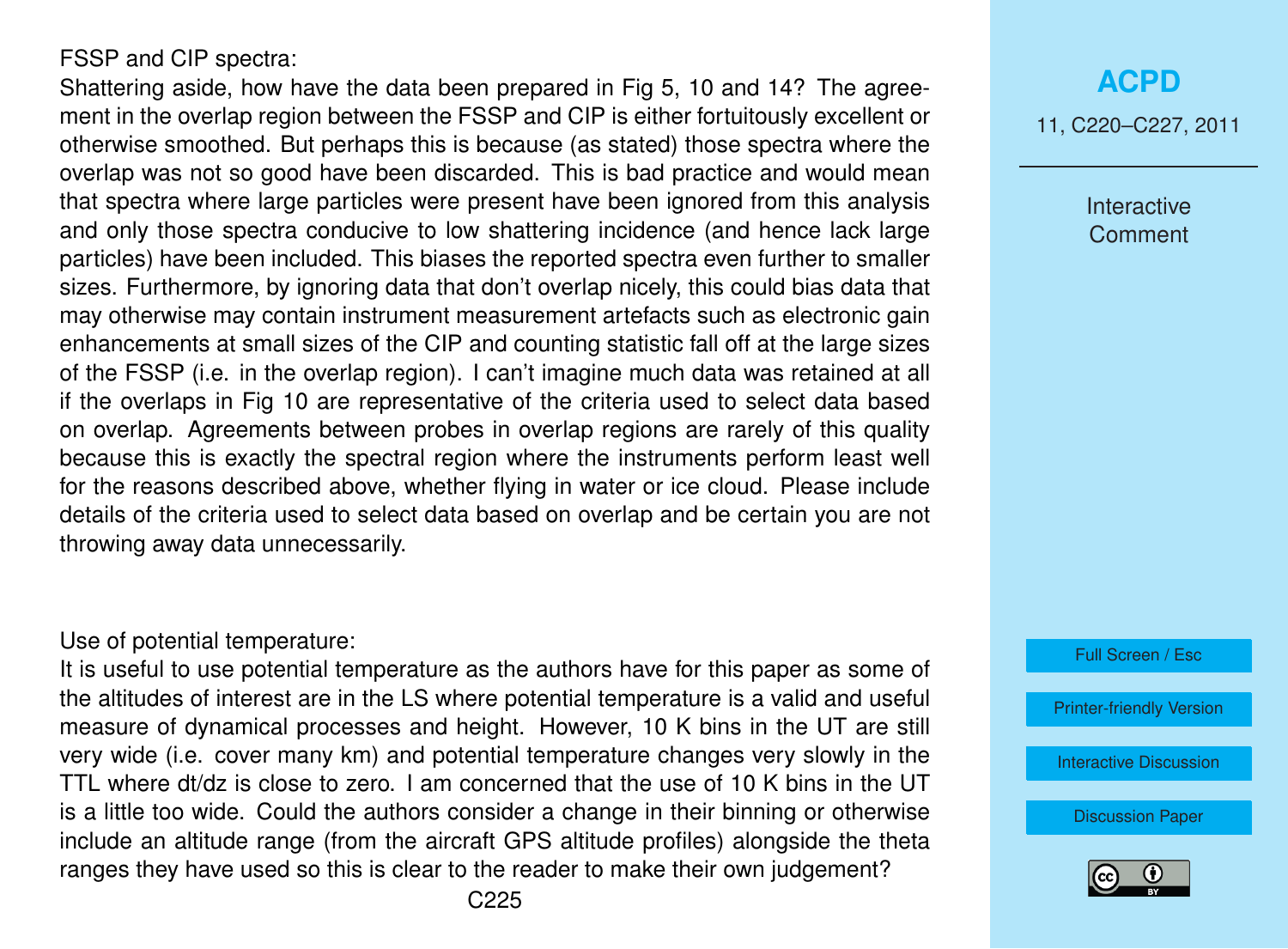FSSP and CIP spectra:

Shattering aside, how have the data been prepared in Fig 5, 10 and 14? The agreement in the overlap region between the FSSP and CIP is either fortuitously excellent or otherwise smoothed. But perhaps this is because (as stated) those spectra where the overlap was not so good have been discarded. This is bad practice and would mean that spectra where large particles were present have been ignored from this analysis and only those spectra conducive to low shattering incidence (and hence lack large particles) have been included. This biases the reported spectra even further to smaller sizes. Furthermore, by ignoring data that don't overlap nicely, this could bias data that may otherwise may contain instrument measurement artefacts such as electronic gain enhancements at small sizes of the CIP and counting statistic fall off at the large sizes of the FSSP (i.e. in the overlap region). I can't imagine much data was retained at all if the overlaps in Fig 10 are representative of the criteria used to select data based on overlap. Agreements between probes in overlap regions are rarely of this quality because this is exactly the spectral region where the instruments perform least well for the reasons described above, whether flying in water or ice cloud. Please include details of the criteria used to select data based on overlap and be certain you are not throwing away data unnecessarily.

Use of potential temperature:

It is useful to use potential temperature as the authors have for this paper as some of the altitudes of interest are in the LS where potential temperature is a valid and useful measure of dynamical processes and height. However, 10 K bins in the UT are still very wide (i.e. cover many km) and potential temperature changes very slowly in the TTL where dt/dz is close to zero. I am concerned that the use of 10 K bins in the UT is a little too wide. Could the authors consider a change in their binning or otherwise include an altitude range (from the aircraft GPS altitude profiles) alongside the theta ranges they have used so this is clear to the reader to make their own judgement?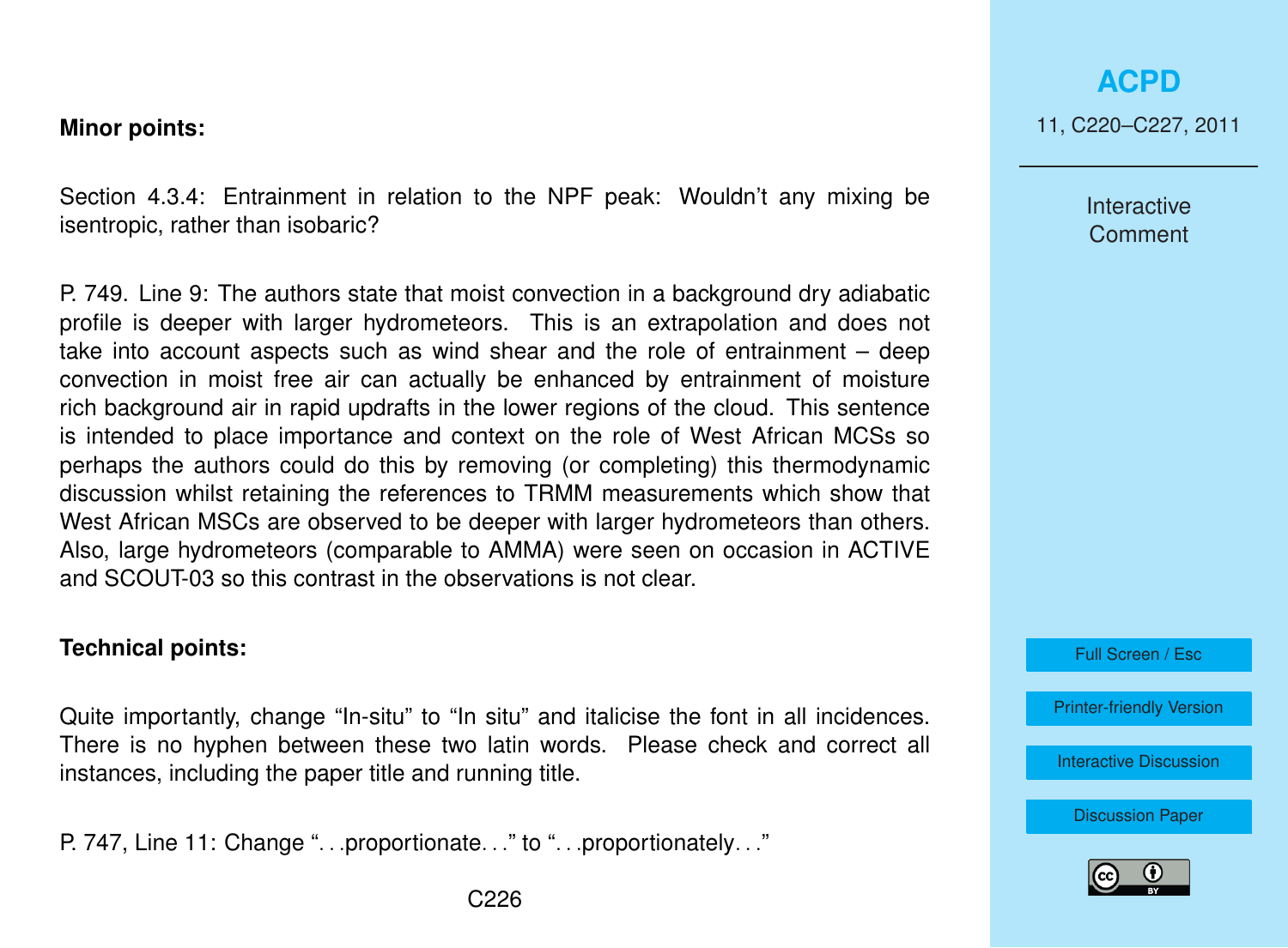**Minor points:**

Section 4.3.4: Entrainment in relation to the NPF peak: Wouldn't any mixing be isentropic, rather than isobaric?

P. 749. Line 9: The authors state that moist convection in a background dry adiabatic profile is deeper with larger hydrometeors. This is an extrapolation and does not take into account aspects such as wind shear and the role of entrainment – deep convection in moist free air can actually be enhanced by entrainment of moisture rich background air in rapid updrafts in the lower regions of the cloud. This sentence is intended to place importance and context on the role of West African MCSs so perhaps the authors could do this by removing (or completing) this thermodynamic discussion whilst retaining the references to TRMM measurements which show that West African MSCs are observed to be deeper with larger hydrometeors than others. Also, large hydrometeors (comparable to AMMA) were seen on occasion in ACTIVE and SCOUT-03 so this contrast in the observations is not clear.

**Technical points:**

Quite importantly, change "In-situ" to "In situ" and italicise the font in all incidences. There is no hyphen between these two latin words. Please check and correct all instances, including the paper title and running title.

P. 747, Line 11: Change "...proportionate..." to "...proportionately..."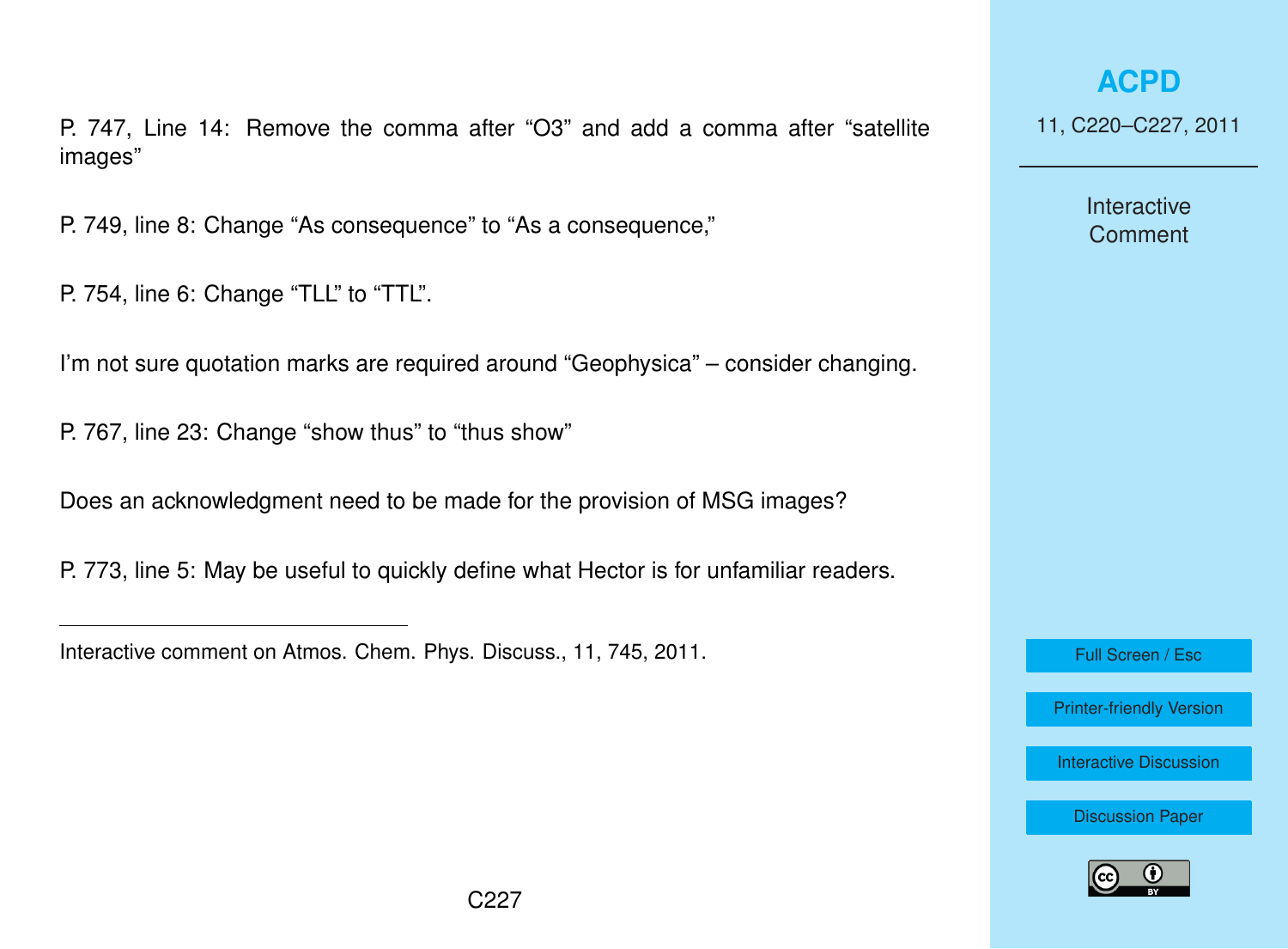P. 747, Line 14: Remove the comma after "O3" and add a comma after "satellite images"

P. 749, line 8: Change "As consequence" to "As a consequence,"

P. 754, line 6: Change "TLL" to "TTL".

I'm not sure quotation marks are required around "Geophysica" – consider changing.

P. 767, line 23: Change "show thus" to "thus show"

Does an acknowledgment need to be made for the provision of MSG images?

P. 773, line 5: May be useful to quickly define what Hector is for unfamiliar readers.

---

Interactive comment on Atmos. Chem. Phys. Discuss., 11, 745, 2011.